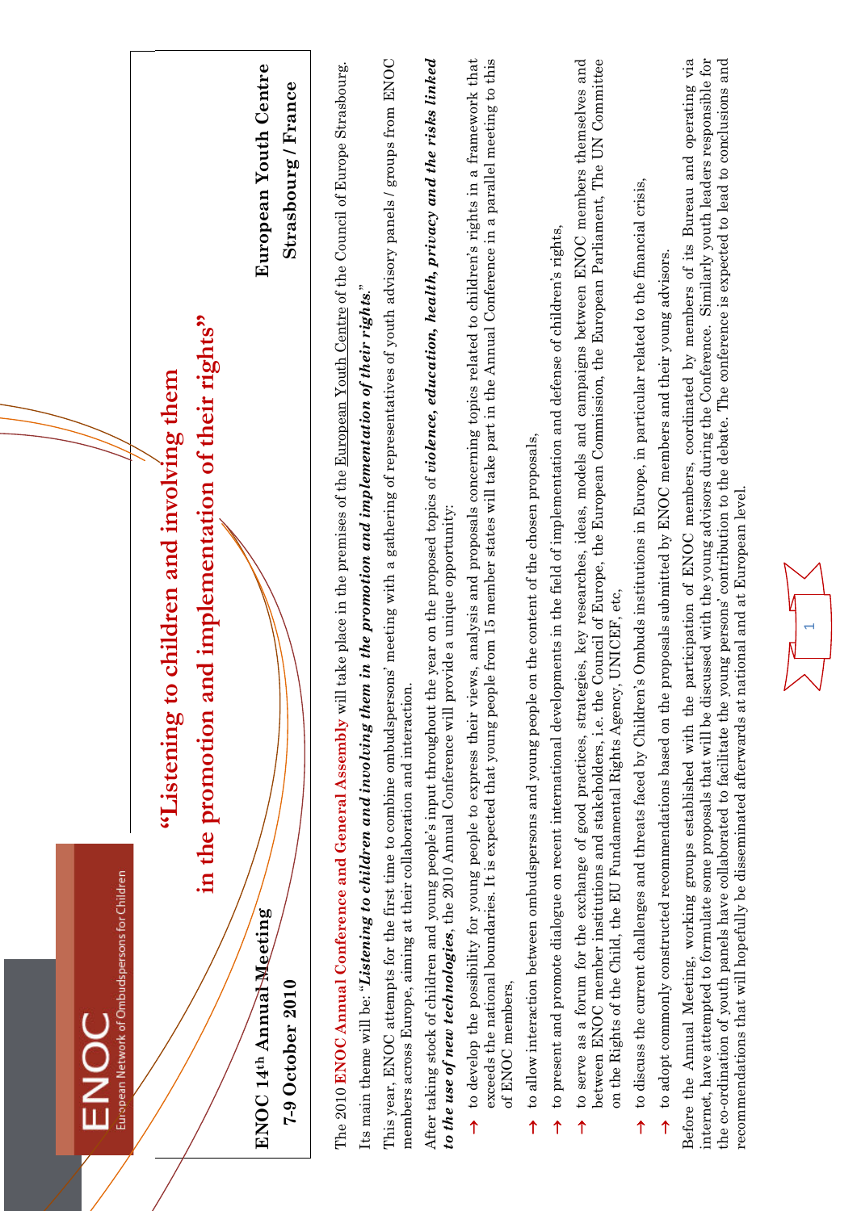ENOC

European Network of Ombudspersons for Children

**ENOC 14th Annual Meeting**

**7-9 October 2010**

# "Listening to children and involving them in the promotion and implementation of their rights"

**European Youth Centre**

**Strasbourg / France**

The 2010 **ENOC Annual Conference and General Assembly** will take place in the premises of the European Youth Centre of the Council of Europe Strasbourg.

Its main theme will be: "***Listening to children and involving them in the promotion and implementation of their rights.***"

This year, ENOC attempts for the first time to combine ombudspersons' meeting with a gathering of representatives of youth advisory panels / groups from ENOC members across Europe, aiming at their collaboration and interaction.

After taking stock of children and young people's input throughout the year on the proposed topics of ***violence, education, health, privacy and the risks linked to the use of new technologies***, the 2010 Annual Conference will provide a unique opportunity:

- to develop the possibility for young people to express their views, analysis and proposals concerning topics related to children's rights in a framework that exceeds the national boundaries. It is expected that young people from 15 member states will take part in the Annual Conference in a parallel meeting to this of ENOC members,
- to allow interaction between ombudspersons and young people on the content of the chosen proposals,
- to present and promote dialogue on recent international developments in the field of implementation and defense of children's rights,
- to serve as a forum for the exchange of good practices, strategies, key researches, ideas, models and campaigns between ENOC members themselves and between ENOC member institutions and stakeholders, i.e. the Council of Europe, the European Commission, the European Parliament, The UN Committee on the Rights of the Child, the EU Fundamental Rights Agency, UNICEF, etc,
- to discuss the current challenges and threats faced by Children's Ombuds institutions in Europe, in particular related to the financial crisis,
- to adopt commonly constructed recommendations based on the proposals submitted by ENOC members and their young advisors.

Before the Annual Meeting, working groups established with the participation of ENOC members, coordinated by members of its Bureau and operating via internet, have attempted to formulate some proposals that will be discussed with the young advisors during the Conference. Similarly youth leaders responsible for the co-ordination of youth panels have collaborated to facilitate the young persons' contribution to the debate. The conference is expected to lead to conclusions and recommendations that will hopefully be disseminated afterwards at national and at European level.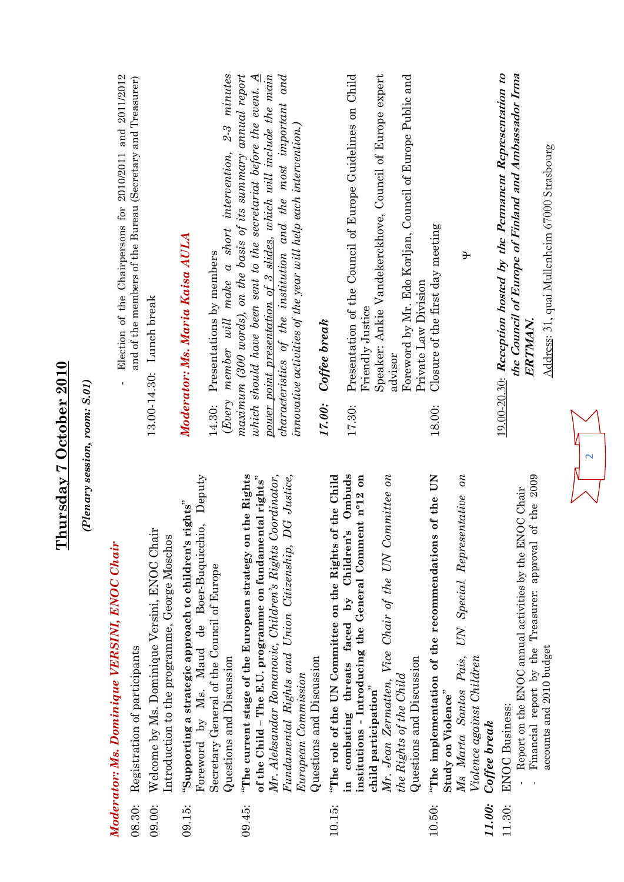# Thursday 7 October 2010

***(Plenary session, room: S.01)***

***Moderator: Ms. Dominique VERSINI, ENOC Chair***

08.30: Registration of participants

09.00: Welcome by Ms. Dominique Versini, ENOC Chair
Introduction to the programme, George Moschos

09.15: **"Supporting a strategic approach to children's rights"**
Foreword by Ms. Maud de Boer-Buquicchio, Deputy Secretary General of the Council of Europe
Questions and Discussion

09.45: **"The current stage of the European strategy on the Rights of the Child – The E.U. programme on fundamental rights"**
*Mr. Aleksandar Romanovic, Children's Rights Coordinator, Fundamental Rights and Union Citizenship, DG Justice, European Commission*
Questions and Discussion

10.15: **"The role of the UN Committee on the Rights of the Child in combating threats faced by Children's Ombuds institutions - Introducing the General Comment n°12 on child participation"**
*Mr. Jean Zermatten, Vice Chair of the UN Committee on the Rights of the Child*
Questions and Discussion

10.50: **"The implementation of the recommendations of the UN Study on Violence"**
*Ms Marta Santos Pais, UN Special Representative on Violence against Children*

***11.00: Coffee break***

11.30: ENOC Business:
- Report on the ENOC annual activities by the ENOC Chair
- Financial report by the Treasurer: approval of the 2009 accounts and 2010 budget
- Election of the Chairpersons for 2010/2011 and 2011/2012 and of the members of the Bureau (Secretary and Treasurer)

13.00-14.30: Lunch break

***Moderator: Ms. Maria Kaisa AULA***

14.30: Presentations by members
*(Every member will make a short intervention, 2-3 minutes maximum (300 words), on the basis of its summary annual report which should have been sent to the secretariat before the event. A power point presentation of 3 slides, which will include the main characteristics of the institution and the most important and innovative activities of the year will help each intervention.)*

***17.00: Coffee break***

17.30: Presentation of the Council of Europe Guidelines on Child Friendly Justice
Speaker: Ankie Vandekerckhove, Council of Europe expert advisor
Foreword by Mr. Edo Korljan, Council of Europe Public and Private Law Division

18.00: Closure of the first day meeting

Ψ

19.00-20.30: ***Reception hosted by the Permanent Representation to the Council of Europe of Finland and Ambassador Irma ERTMAN.***

Address: 31, quai Mullenheim 67000 Strasbourg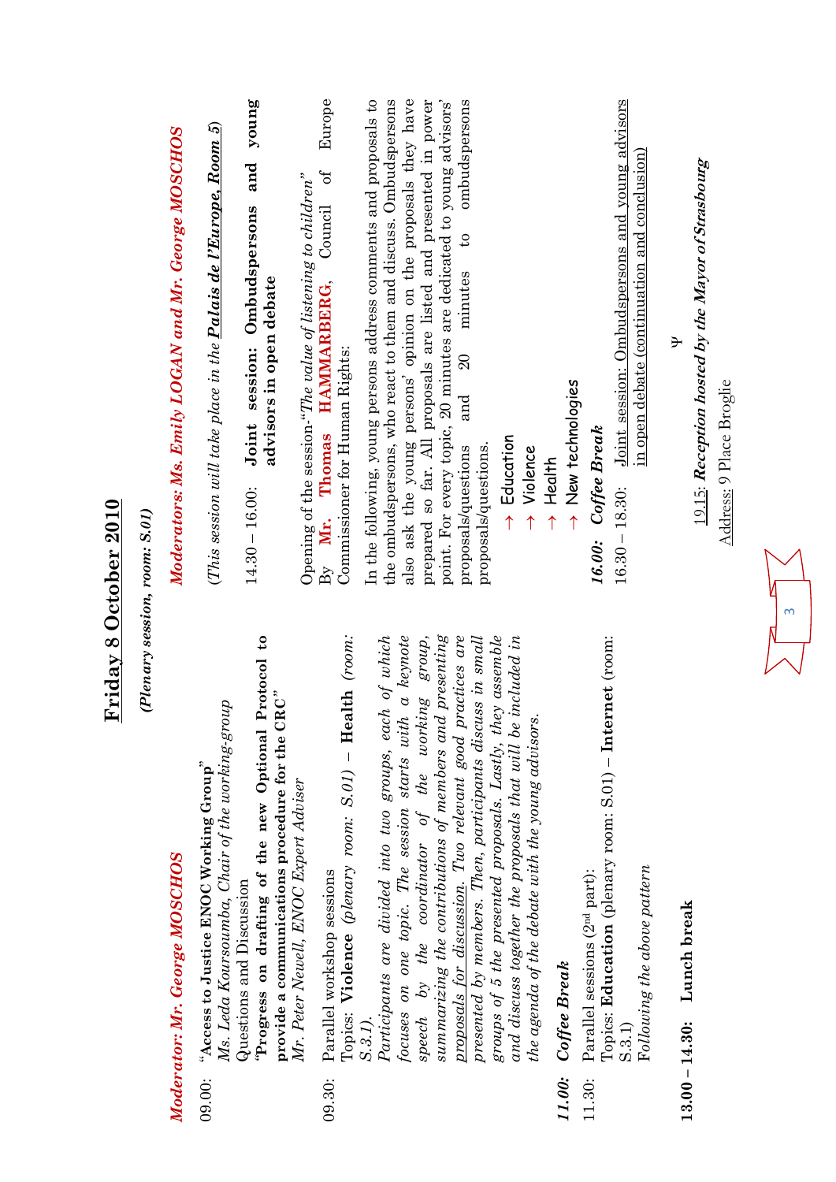# Friday 8 October 2010

***(Plenary session, room: S.01)***

***Moderator: Mr. George MOSCHOS***

09.00: **"Access to Justice ENOC Working Group"**
*Ms. Leda Koursoumba, Chair of the working-group*
Questions and Discussion
**"Progress on drafting of the new Optional Protocol to provide a communications procedure for the CRC"**
*Mr. Peter Newell, ENOC Expert Adviser*

09.30: Parallel workshop sessions
Topics: **Violence** *(plenary room: S.01)* – **Health** *(room: S.3.1).*
*Participants are divided into two groups, each of which focuses on one topic. The session starts with a keynote speech by the coordinator of the working group, summarizing the contributions of members and presenting proposals for discussion. Two relevant good practices are presented by members. Then, participants discuss in small groups of 5 the presented proposals. Lastly, they assemble and discuss together the proposals that will be included in the agenda of the debate with the young advisors.*

***11.00: Coffee Break***

11.30: Parallel sessions (2nd part):
Topics: **Education** (plenary room: S.01) – **Internet** (room: S.3.1)
*Following the above pattern*

**13.00 – 14.30: Lunch break**

***Moderators: Ms. Emily LOGAN and Mr. George MOSCHOS***

*(This session will take place in the* ***Palais de l'Europe, Room 5****)*

14.30 – 16.00: **Joint session: Ombudspersons and young advisors in open debate**

Opening of the session-*"The value of listening to children"*
By **Mr. Thomas HAMMARBERG**, Council of Europe Commissioner for Human Rights:

In the following, young persons address comments and proposals to the ombudspersons, who react to them and discuss. Ombudspersons also ask the young persons' opinion on the proposals they have prepared so far. All proposals are listed and presented in power point. For every topic, 20 minutes are dedicated to young advisors' proposals/questions and 20 minutes to ombudspersons proposals/questions.

- → Education
- → Violence
- → Health
- → New technologies

***16.00: Coffee Break***

16.30 – 18.30: Joint session: Ombudspersons and young advisors in open debate (continuation and conclusion)

Ψ

19.15: ***Reception hosted by the Mayor of Strasbourg***
Address: 9 Place Broglie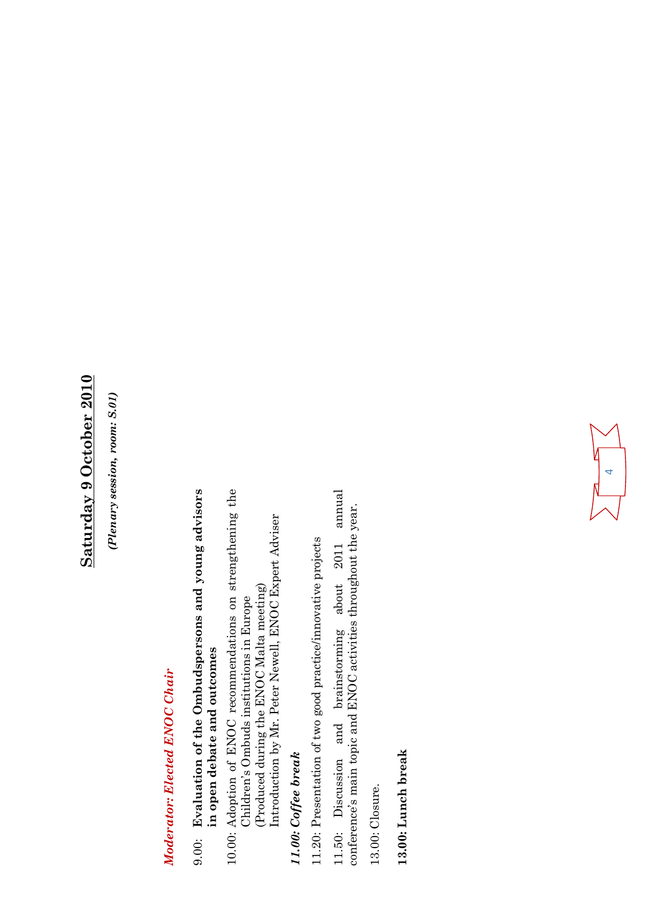# Saturday 9 October 2010

***(Plenary session, room: S.01)***

***Moderator: Elected ENOC Chair***

9.00: **Evaluation of the Ombudspersons and young advisors in open debate and outcomes**

10.00: Adoption of ENOC recommendations on strengthening the Children's Ombuds institutions in Europe
(Produced during the ENOC Malta meeting)
Introduction by Mr. Peter Newell, ENOC Expert Adviser

***11.00: Coffee break***

11.20: Presentation of two good practice/innovative projects

11.50: Discussion and brainstorming about 2011 annual conference's main topic and ENOC activities throughout the year.

13.00: Closure.

**13.00: Lunch break**